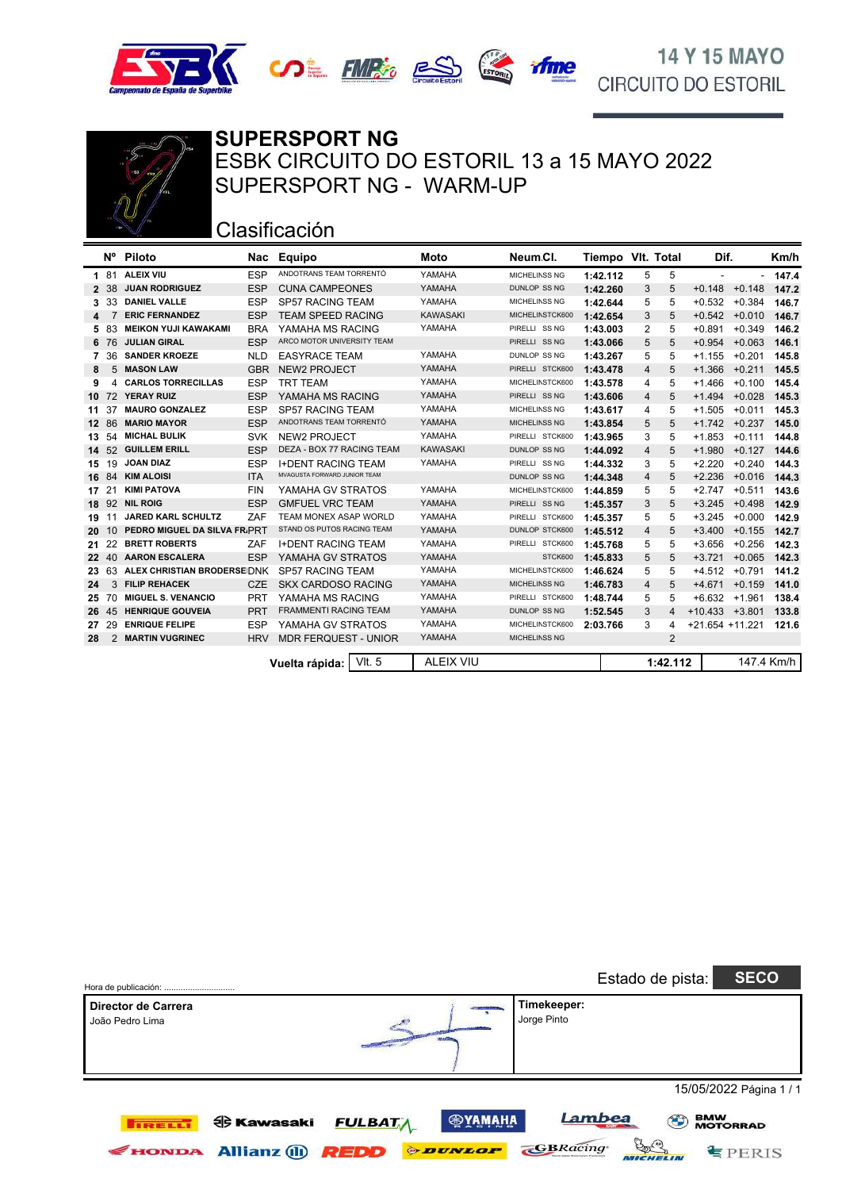14 Y 15 MAYO
CIRCUITO DO ESTORIL

# SUPERSPORT NG

## ESBK CIRCUITO DO ESTORIL 13 a 15 MAYO 2022
## SUPERSPORT NG - WARM-UP

### Clasificación

| | Nº | Piloto | Nac | Equipo | Moto | Neum.Cl. | Tiempo | Vlt. | Total | Dif. | | Km/h |
|---|---|---|---|---|---|---|---|---|---|---|---|---|
| 1 | 81 | ALEIX VIU | ESP | ANDOTRANS TEAM TORRENTÓ | YAMAHA | MICHELIN SS NG | 1:42.112 | 5 | 5 | - | - | 147.4 |
| 2 | 38 | JUAN RODRIGUEZ | ESP | CUNA CAMPEONES | YAMAHA | DUNLOP SS NG | 1:42.260 | 3 | 5 | +0.148 | +0.148 | 147.2 |
| 3 | 33 | DANIEL VALLE | ESP | SP57 RACING TEAM | YAMAHA | MICHELIN SS NG | 1:42.644 | 5 | 5 | +0.532 | +0.384 | 146.7 |
| 4 | 7 | ERIC FERNANDEZ | ESP | TEAM SPEED RACING | KAWASAKI | MICHELIN STCK600 | 1:42.654 | 3 | 5 | +0.542 | +0.010 | 146.7 |
| 5 | 83 | MEIKON YUJI KAWAKAMI | BRA | YAMAHA MS RACING | YAMAHA | PIRELLI SS NG | 1:43.003 | 2 | 5 | +0.891 | +0.349 | 146.2 |
| 6 | 76 | JULIAN GIRAL | ESP | ARCO MOTOR UNIVERSITY TEAM | | PIRELLI SS NG | 1:43.066 | 5 | 5 | +0.954 | +0.063 | 146.1 |
| 7 | 36 | SANDER KROEZE | NLD | EASYRACE TEAM | YAMAHA | DUNLOP SS NG | 1:43.267 | 5 | 5 | +1.155 | +0.201 | 145.8 |
| 8 | 5 | MASON LAW | GBR | NEW2 PROJECT | YAMAHA | PIRELLI STCK600 | 1:43.478 | 4 | 5 | +1.366 | +0.211 | 145.5 |
| 9 | 4 | CARLOS TORRECILLAS | ESP | TRT TEAM | YAMAHA | MICHELIN STCK600 | 1:43.578 | 4 | 5 | +1.466 | +0.100 | 145.4 |
| 10 | 72 | YERAY RUIZ | ESP | YAMAHA MS RACING | YAMAHA | PIRELLI SS NG | 1:43.606 | 4 | 5 | +1.494 | +0.028 | 145.3 |
| 11 | 37 | MAURO GONZALEZ | ESP | SP57 RACING TEAM | YAMAHA | MICHELIN SS NG | 1:43.617 | 4 | 5 | +1.505 | +0.011 | 145.3 |
| 12 | 86 | MARIO MAYOR | ESP | ANDOTRANS TEAM TORRENTÓ | YAMAHA | MICHELIN SS NG | 1:43.854 | 5 | 5 | +1.742 | +0.237 | 145.0 |
| 13 | 54 | MICHAL BULIK | SVK | NEW2 PROJECT | YAMAHA | PIRELLI STCK600 | 1:43.965 | 3 | 5 | +1.853 | +0.111 | 144.8 |
| 14 | 52 | GUILLEM ERILL | ESP | DEZA - BOX 77 RACING TEAM | KAWASAKI | DUNLOP SS NG | 1:44.092 | 4 | 5 | +1.980 | +0.127 | 144.6 |
| 15 | 19 | JOAN DIAZ | ESP | I+DENT RACING TEAM | YAMAHA | PIRELLI SS NG | 1:44.332 | 3 | 5 | +2.220 | +0.240 | 144.3 |
| 16 | 84 | KIM ALOISI | ITA | MVAGUSTA FORWARD JUNIOR TEAM | | DUNLOP SS NG | 1:44.348 | 4 | 5 | +2.236 | +0.016 | 144.3 |
| 17 | 21 | KIMI PATOVA | FIN | YAMAHA GV STRATOS | YAMAHA | MICHELIN STCK600 | 1:44.859 | 5 | 5 | +2.747 | +0.511 | 143.6 |
| 18 | 92 | NIL ROIG | ESP | GMFUEL VRC TEAM | YAMAHA | PIRELLI SS NG | 1:45.357 | 3 | 5 | +3.245 | +0.498 | 142.9 |
| 19 | 11 | JARED KARL SCHULTZ | ZAF | TEAM MONEX ASAP WORLD | YAMAHA | PIRELLI STCK600 | 1:45.357 | 5 | 5 | +3.245 | +0.000 | 142.9 |
| 20 | 10 | PEDRO MIGUEL DA SILVA FR | PRT | STAND OS PUTOS RACING TEAM | YAMAHA | DUNLOP STCK600 | 1:45.512 | 4 | 5 | +3.400 | +0.155 | 142.7 |
| 21 | 22 | BRETT ROBERTS | ZAF | I+DENT RACING TEAM | YAMAHA | PIRELLI STCK600 | 1:45.768 | 5 | 5 | +3.656 | +0.256 | 142.3 |
| 22 | 40 | AARON ESCALERA | ESP | YAMAHA GV STRATOS | YAMAHA | STCK600 | 1:45.833 | 5 | 5 | +3.721 | +0.065 | 142.3 |
| 23 | 63 | ALEX CHRISTIAN BRODERSE | DNK | SP57 RACING TEAM | YAMAHA | MICHELIN STCK600 | 1:46.624 | 5 | 5 | +4.512 | +0.791 | 141.2 |
| 24 | 3 | FILIP REHACEK | CZE | SKX CARDOSO RACING | YAMAHA | MICHELIN SS NG | 1:46.783 | 4 | 5 | +4.671 | +0.159 | 141.0 |
| 25 | 70 | MIGUEL S. VENANCIO | PRT | YAMAHA MS RACING | YAMAHA | PIRELLI STCK600 | 1:48.744 | 5 | 5 | +6.632 | +1.961 | 138.4 |
| 26 | 45 | HENRIQUE GOUVEIA | PRT | FRAMMENTI RACING TEAM | YAMAHA | DUNLOP SS NG | 1:52.545 | 3 | 4 | +10.433 | +3.801 | 133.8 |
| 27 | 29 | ENRIQUE FELIPE | ESP | YAMAHA GV STRATOS | YAMAHA | MICHELIN STCK600 | 2:03.766 | 3 | 4 | +21.654 | +11.221 | 121.6 |
| 28 | 2 | MARTIN VUGRINEC | HRV | MDR FERQUEST - UNIOR | YAMAHA | MICHELIN SS NG | | | 2 | | | |

| Vuelta rápida: | Vlt. 5 | ALEIX VIU | 1:42.112 | 147.4 Km/h |
|---|---|---|---|---|

Hora de publicación: ..............................

Estado de pista: **SECO**

| Director de Carrera | Timekeeper: |
|---|---|
| João Pedro Lima | Jorge Pinto |

15/05/2022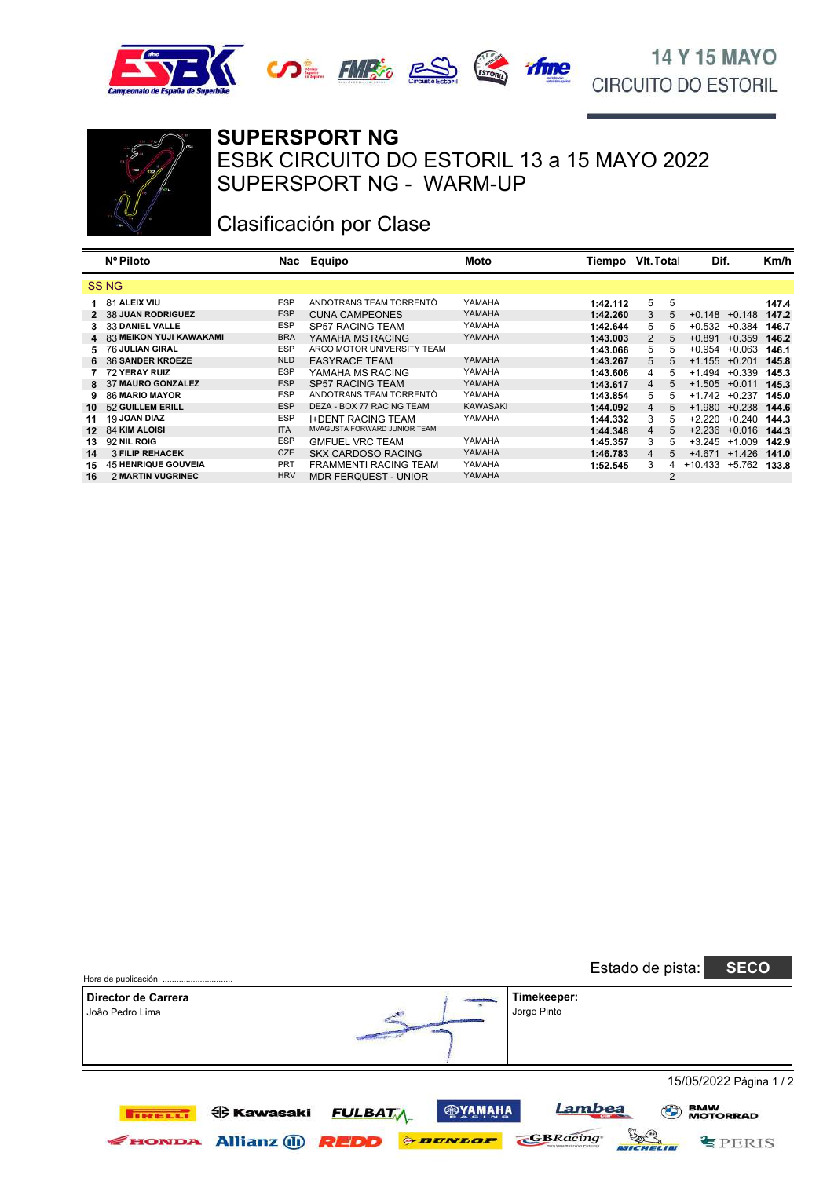14 Y 15 MAYO
CIRCUITO DO ESTORIL

# SUPERSPORT NG

## ESBK CIRCUITO DO ESTORIL 13 a 15 MAYO 2022
## SUPERSPORT NG - WARM-UP

### Clasificación por Clase

| | Nº Piloto | Nac | Equipo | Moto | Tiempo | Vlt. | Total | Dif. | | Km/h |
|---|---|---|---|---|---|---|---|---|---|---|
| **SS NG** | | | | | | | | | | |
| 1 | 81 ALEIX VIU | ESP | ANDOTRANS TEAM TORRENTÓ | YAMAHA | 1:42.112 | 5 | 5 | | | 147.4 |
| 2 | 38 JUAN RODRIGUEZ | ESP | CUNA CAMPEONES | YAMAHA | 1:42.260 | 3 | 5 | +0.148 | +0.148 | 147.2 |
| 3 | 33 DANIEL VALLE | ESP | SP57 RACING TEAM | YAMAHA | 1:42.644 | 5 | 5 | +0.532 | +0.384 | 146.7 |
| 4 | 83 MEIKON YUJI KAWAKAMI | BRA | YAMAHA MS RACING | YAMAHA | 1:43.003 | 2 | 5 | +0.891 | +0.359 | 146.2 |
| 5 | 76 JULIAN GIRAL | ESP | ARCO MOTOR UNIVERSITY TEAM | | 1:43.066 | 5 | 5 | +0.954 | +0.063 | 146.1 |
| 6 | 36 SANDER KROEZE | NLD | EASYRACE TEAM | YAMAHA | 1:43.267 | 5 | 5 | +1.155 | +0.201 | 145.8 |
| 7 | 72 YERAY RUIZ | ESP | YAMAHA MS RACING | YAMAHA | 1:43.606 | 4 | 5 | +1.494 | +0.339 | 145.3 |
| 8 | 37 MAURO GONZALEZ | ESP | SP57 RACING TEAM | YAMAHA | 1:43.617 | 4 | 5 | +1.505 | +0.011 | 145.3 |
| 9 | 86 MARIO MAYOR | ESP | ANDOTRANS TEAM TORRENTÓ | YAMAHA | 1:43.854 | 5 | 5 | +1.742 | +0.237 | 145.0 |
| 10 | 52 GUILLEM ERILL | ESP | DEZA - BOX 77 RACING TEAM | KAWASAKI | 1:44.092 | 4 | 5 | +1.980 | +0.238 | 144.6 |
| 11 | 19 JOAN DIAZ | ESP | I+DENT RACING TEAM | YAMAHA | 1:44.332 | 3 | 5 | +2.220 | +0.240 | 144.3 |
| 12 | 84 KIM ALOISI | ITA | MVAGUSTA FORWARD JUNIOR TEAM | | 1:44.348 | 4 | 5 | +2.236 | +0.016 | 144.3 |
| 13 | 92 NIL ROIG | ESP | GMFUEL VRC TEAM | YAMAHA | 1:45.357 | 3 | 5 | +3.245 | +1.009 | 142.9 |
| 14 | 3 FILIP REHACEK | CZE | SKX CARDOSO RACING | YAMAHA | 1:46.783 | 4 | 5 | +4.671 | +1.426 | 141.0 |
| 15 | 45 HENRIQUE GOUVEIA | PRT | FRAMMENTI RACING TEAM | YAMAHA | 1:52.545 | 3 | 4 | +10.433 | +5.762 | 133.8 |
| 16 | 2 MARTIN VUGRINEC | HRV | MDR FERQUEST - UNIOR | YAMAHA | | | 2 | | | |

Hora de publicación: ..............................

Estado de pista: **SECO**

| Director de Carrera | Timekeeper: |
|---|---|
| João Pedro Lima | Jorge Pinto |

15/05/2022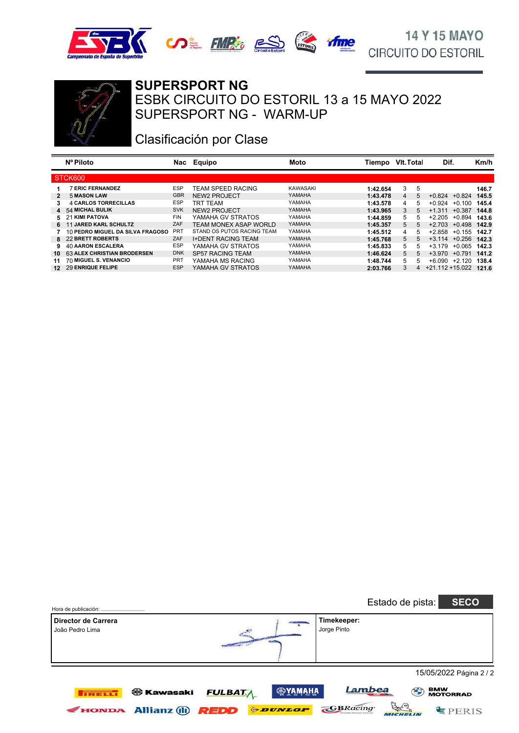14 Y 15 MAYO
CIRCUITO DO ESTORIL

# SUPERSPORT NG

## ESBK CIRCUITO DO ESTORIL 13 a 15 MAYO 2022
## SUPERSPORT NG - WARM-UP

### Clasificación por Clase

**STCK600**

| | Nº | Piloto | Nac | Equipo | Moto | Tiempo | Vlt. | Total | Dif. | | Km/h |
|---|---|---|---|---|---|---|---|---|---|---|---|
| 1 | 7 | ERIC FERNANDEZ | ESP | TEAM SPEED RACING | KAWASAKI | 1:42.654 | 3 | 5 | | | 146.7 |
| 2 | 5 | MASON LAW | GBR | NEW2 PROJECT | YAMAHA | 1:43.478 | 4 | 5 | +0.824 | +0.824 | 145.5 |
| 3 | 4 | CARLOS TORRECILLAS | ESP | TRT TEAM | YAMAHA | 1:43.578 | 4 | 5 | +0.924 | +0.100 | 145.4 |
| 4 | 54 | MICHAL BULIK | SVK | NEW2 PROJECT | YAMAHA | 1:43.965 | 3 | 5 | +1.311 | +0.387 | 144.8 |
| 5 | 21 | KIMI PATOVA | FIN | YAMAHA GV STRATOS | YAMAHA | 1:44.859 | 5 | 5 | +2.205 | +0.894 | 143.6 |
| 6 | 11 | JARED KARL SCHULTZ | ZAF | TEAM MONEX ASAP WORLD | YAMAHA | 1:45.357 | 5 | 5 | +2.703 | +0.498 | 142.9 |
| 7 | 10 | PEDRO MIGUEL DA SILVA FRAGOSO | PRT | STAND OS PUTOS RACING TEAM | YAMAHA | 1:45.512 | 4 | 5 | +2.858 | +0.155 | 142.7 |
| 8 | 22 | BRETT ROBERTS | ZAF | I+DENT RACING TEAM | YAMAHA | 1:45.768 | 5 | 5 | +3.114 | +0.256 | 142.3 |
| 9 | 40 | AARON ESCALERA | ESP | YAMAHA GV STRATOS | YAMAHA | 1:45.833 | 5 | 5 | +3.179 | +0.065 | 142.3 |
| 10 | 63 | ALEX CHRISTIAN BRODERSEN | DNK | SP57 RACING TEAM | YAMAHA | 1:46.624 | 5 | 5 | +3.970 | +0.791 | 141.2 |
| 11 | 70 | MIGUEL S. VENANCIO | PRT | YAMAHA MS RACING | YAMAHA | 1:48.744 | 5 | 5 | +6.090 | +2.120 | 138.4 |
| 12 | 29 | ENRIQUE FELIPE | ESP | YAMAHA GV STRATOS | YAMAHA | 2:03.766 | 3 | 4 | +21.112 | +15.022 | 121.6 |

Estado de pista: **SECO**

Hora de publicación: ..............................

| Director de Carrera | Timekeeper: |
|---|---|
| João Pedro Lima | Jorge Pinto |

15/05/2022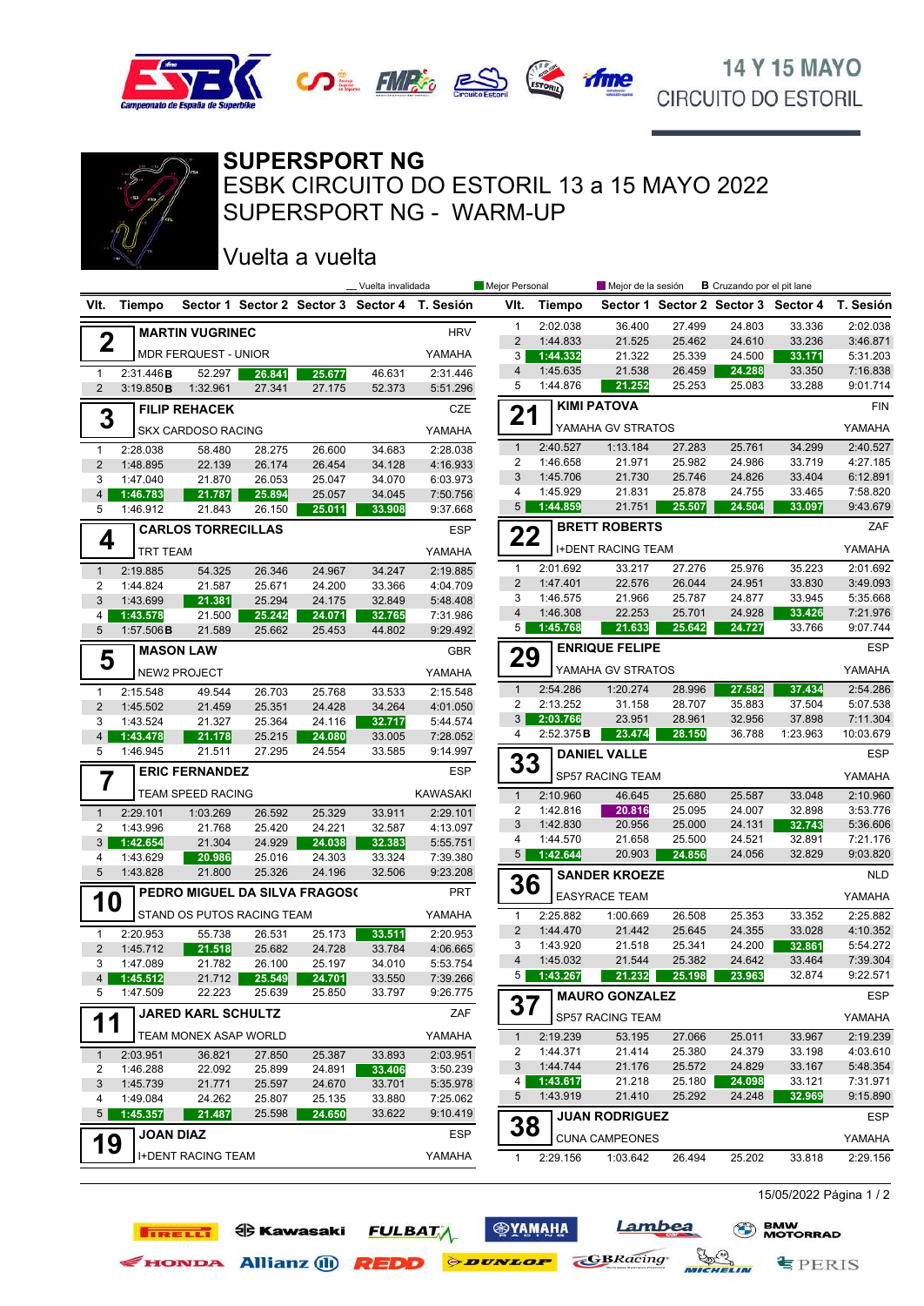14 Y 15 MAYO
CIRCUITO DO ESTORIL

# SUPERSPORT NG

## ESBK CIRCUITO DO ESTORIL 13 a 15 MAYO 2022

## SUPERSPORT NG - WARM-UP

## Vuelta a vuelta

_ Vuelta invalidada | Mejor Personal | Mejor de la sesión | B Cruzando por el pit lane

| Vlt. | Tiempo | Sector 1 | Sector 2 | Sector 3 | Sector 4 | T. Sesión |
|---|---|---|---|---|---|---|
| **2** | **MARTIN VUGRINEC** | | | | | HRV |
| | MDR FERQUEST - UNIOR | | | | | YAMAHA |
| 1 | 2:31.446B | 52.297 | 26.841 | 25.677 | 46.631 | 2:31.446 |
| 2 | 3:19.850B | 1:32.961 | 27.341 | 27.175 | 52.373 | 5:51.296 |
| **3** | **FILIP REHACEK** | | | | | CZE |
| | SKX CARDOSO RACING | | | | | YAMAHA |
| 1 | 2:28.038 | 58.480 | 28.275 | 26.600 | 34.683 | 2:28.038 |
| 2 | 1:48.895 | 22.139 | 26.174 | 26.454 | 34.128 | 4:16.933 |
| 3 | 1:47.040 | 21.870 | 26.053 | 25.047 | 34.070 | 6:03.973 |
| 4 | 1:46.783 | 21.787 | 25.894 | 25.057 | 34.045 | 7:50.756 |
| 5 | 1:46.912 | 21.843 | 26.150 | 25.011 | 33.908 | 9:37.668 |
| **4** | **CARLOS TORRECILLAS** | | | | | ESP |
| | TRT TEAM | | | | | YAMAHA |
| 1 | 2:19.885 | 54.325 | 26.346 | 24.967 | 34.247 | 2:19.885 |
| 2 | 1:44.824 | 21.587 | 25.671 | 24.200 | 33.366 | 4:04.709 |
| 3 | 1:43.699 | 21.381 | 25.294 | 24.175 | 32.849 | 5:48.408 |
| 4 | 1:43.578 | 21.500 | 25.242 | 24.071 | 32.765 | 7:31.986 |
| 5 | 1:57.506B | 21.589 | 25.662 | 25.453 | 44.802 | 9:29.492 |
| **5** | **MASON LAW** | | | | | GBR |
| | NEW2 PROJECT | | | | | YAMAHA |
| 1 | 2:15.548 | 49.544 | 26.703 | 25.768 | 33.533 | 2:15.548 |
| 2 | 1:45.502 | 21.459 | 25.351 | 24.428 | 34.264 | 4:01.050 |
| 3 | 1:43.524 | 21.327 | 25.364 | 24.116 | 32.717 | 5:44.574 |
| 4 | 1:43.478 | 21.178 | 25.215 | 24.080 | 33.005 | 7:28.052 |
| 5 | 1:46.945 | 21.511 | 27.295 | 24.554 | 33.585 | 9:14.997 |
| **7** | **ERIC FERNANDEZ** | | | | | ESP |
| | TEAM SPEED RACING | | | | | KAWASAKI |
| 1 | 2:29.101 | 1:03.269 | 26.592 | 25.329 | 33.911 | 2:29.101 |
| 2 | 1:43.996 | 21.768 | 25.420 | 24.221 | 32.587 | 4:13.097 |
| 3 | 1:42.654 | 21.304 | 24.929 | 24.038 | 32.383 | 5:55.751 |
| 4 | 1:43.629 | 20.986 | 25.016 | 24.303 | 33.324 | 7:39.380 |
| 5 | 1:43.828 | 21.800 | 25.326 | 24.196 | 32.506 | 9:23.208 |
| **10** | **PEDRO MIGUEL DA SILVA FRAGOSO** | | | | | PRT |
| | STAND OS PUTOS RACING TEAM | | | | | YAMAHA |
| 1 | 2:20.953 | 55.738 | 26.531 | 25.173 | 33.511 | 2:20.953 |
| 2 | 1:45.712 | 21.518 | 25.682 | 24.728 | 33.784 | 4:06.665 |
| 3 | 1:47.089 | 21.782 | 26.100 | 25.197 | 34.010 | 5:53.754 |
| 4 | 1:45.512 | 21.712 | 25.549 | 24.701 | 33.550 | 7:39.266 |
| 5 | 1:47.509 | 22.223 | 25.639 | 25.850 | 33.797 | 9:26.775 |
| **11** | **JARED KARL SCHULTZ** | | | | | ZAF |
| | TEAM MONEX ASAP WORLD | | | | | YAMAHA |
| 1 | 2:03.951 | 36.821 | 27.850 | 25.387 | 33.893 | 2:03.951 |
| 2 | 1:46.288 | 22.092 | 25.899 | 24.891 | 33.406 | 3:50.239 |
| 3 | 1:45.739 | 21.771 | 25.597 | 24.670 | 33.701 | 5:35.978 |
| 4 | 1:49.084 | 24.262 | 25.807 | 25.135 | 33.880 | 7:25.062 |
| 5 | 1:45.357 | 21.487 | 25.598 | 24.650 | 33.622 | 9:10.419 |
| **19** | **JOAN DIAZ** | | | | | ESP |
| | I+DENT RACING TEAM | | | | | YAMAHA |
| 1 | 2:02.038 | 36.400 | 27.499 | 24.803 | 33.336 | 2:02.038 |
| 2 | 1:44.833 | 21.525 | 25.462 | 24.610 | 33.236 | 3:46.871 |
| 3 | 1:44.332 | 21.322 | 25.339 | 24.500 | 33.171 | 5:31.203 |
| 4 | 1:45.635 | 21.538 | 26.459 | 24.288 | 33.350 | 7:16.838 |
| 5 | 1:44.876 | 21.252 | 25.253 | 25.083 | 33.288 | 9:01.714 |
| **21** | **KIMI PATOVA** | | | | | FIN |
| | YAMAHA GV STRATOS | | | | | YAMAHA |
| 1 | 2:40.527 | 1:13.184 | 27.283 | 25.761 | 34.299 | 2:40.527 |
| 2 | 1:46.658 | 21.971 | 25.982 | 24.986 | 33.719 | 4:27.185 |
| 3 | 1:45.706 | 21.730 | 25.746 | 24.826 | 33.404 | 6:12.891 |
| 4 | 1:45.929 | 21.831 | 25.878 | 24.755 | 33.465 | 7:58.820 |
| 5 | 1:44.859 | 21.751 | 25.507 | 24.504 | 33.097 | 9:43.679 |
| **22** | **BRETT ROBERTS** | | | | | ZAF |
| | I+DENT RACING TEAM | | | | | YAMAHA |
| 1 | 2:01.692 | 33.217 | 27.276 | 25.976 | 35.223 | 2:01.692 |
| 2 | 1:47.401 | 22.576 | 26.044 | 24.951 | 33.830 | 3:49.093 |
| 3 | 1:46.575 | 21.966 | 25.787 | 24.877 | 33.945 | 5:35.668 |
| 4 | 1:46.308 | 22.253 | 25.701 | 24.928 | 33.426 | 7:21.976 |
| 5 | 1:45.768 | 21.633 | 25.642 | 24.727 | 33.766 | 9:07.744 |
| **29** | **ENRIQUE FELIPE** | | | | | ESP |
| | YAMAHA GV STRATOS | | | | | YAMAHA |
| 1 | 2:54.286 | 1:20.274 | 28.996 | 27.582 | 37.434 | 2:54.286 |
| 2 | 2:13.252 | 31.158 | 28.707 | 35.883 | 37.504 | 5:07.538 |
| 3 | 2:03.766 | 23.951 | 28.961 | 32.956 | 37.898 | 7:11.304 |
| 4 | 2:52.375B | 23.474 | 28.150 | 36.788 | 1:23.963 | 10:03.679 |
| **33** | **DANIEL VALLE** | | | | | ESP |
| | SP57 RACING TEAM | | | | | YAMAHA |
| 1 | 2:10.960 | 46.645 | 25.680 | 25.587 | 33.048 | 2:10.960 |
| 2 | 1:42.816 | 20.816 | 25.095 | 24.007 | 32.898 | 3:53.776 |
| 3 | 1:42.830 | 20.956 | 25.000 | 24.131 | 32.743 | 5:36.606 |
| 4 | 1:44.570 | 21.658 | 25.500 | 24.521 | 32.891 | 7:21.176 |
| 5 | 1:42.644 | 20.903 | 24.856 | 24.056 | 32.829 | 9:03.820 |
| **36** | **SANDER KROEZE** | | | | | NLD |
| | EASYRACE TEAM | | | | | YAMAHA |
| 1 | 2:25.882 | 1:00.669 | 26.508 | 25.353 | 33.352 | 2:25.882 |
| 2 | 1:44.470 | 21.442 | 25.645 | 24.355 | 33.028 | 4:10.352 |
| 3 | 1:43.920 | 21.518 | 25.341 | 24.200 | 32.861 | 5:54.272 |
| 4 | 1:45.032 | 21.544 | 25.382 | 24.642 | 33.464 | 7:39.304 |
| 5 | 1:43.267 | 21.232 | 25.198 | 23.963 | 32.874 | 9:22.571 |
| **37** | **MAURO GONZALEZ** | | | | | ESP |
| | SP57 RACING TEAM | | | | | YAMAHA |
| 1 | 2:19.239 | 53.195 | 27.066 | 25.011 | 33.967 | 2:19.239 |
| 2 | 1:44.371 | 21.414 | 25.380 | 24.379 | 33.198 | 4:03.610 |
| 3 | 1:44.744 | 21.176 | 25.572 | 24.829 | 33.167 | 5:48.354 |
| 4 | 1:43.617 | 21.218 | 25.180 | 24.098 | 33.121 | 7:31.971 |
| 5 | 1:43.919 | 21.410 | 25.292 | 24.248 | 32.969 | 9:15.890 |
| **38** | **JUAN RODRIGUEZ** | | | | | ESP |
| | CUNA CAMPEONES | | | | | YAMAHA |
| 1 | 2:29.156 | 1:03.642 | 26.494 | 25.202 | 33.818 | 2:29.156 |

15/05/2022 Página 1 / 2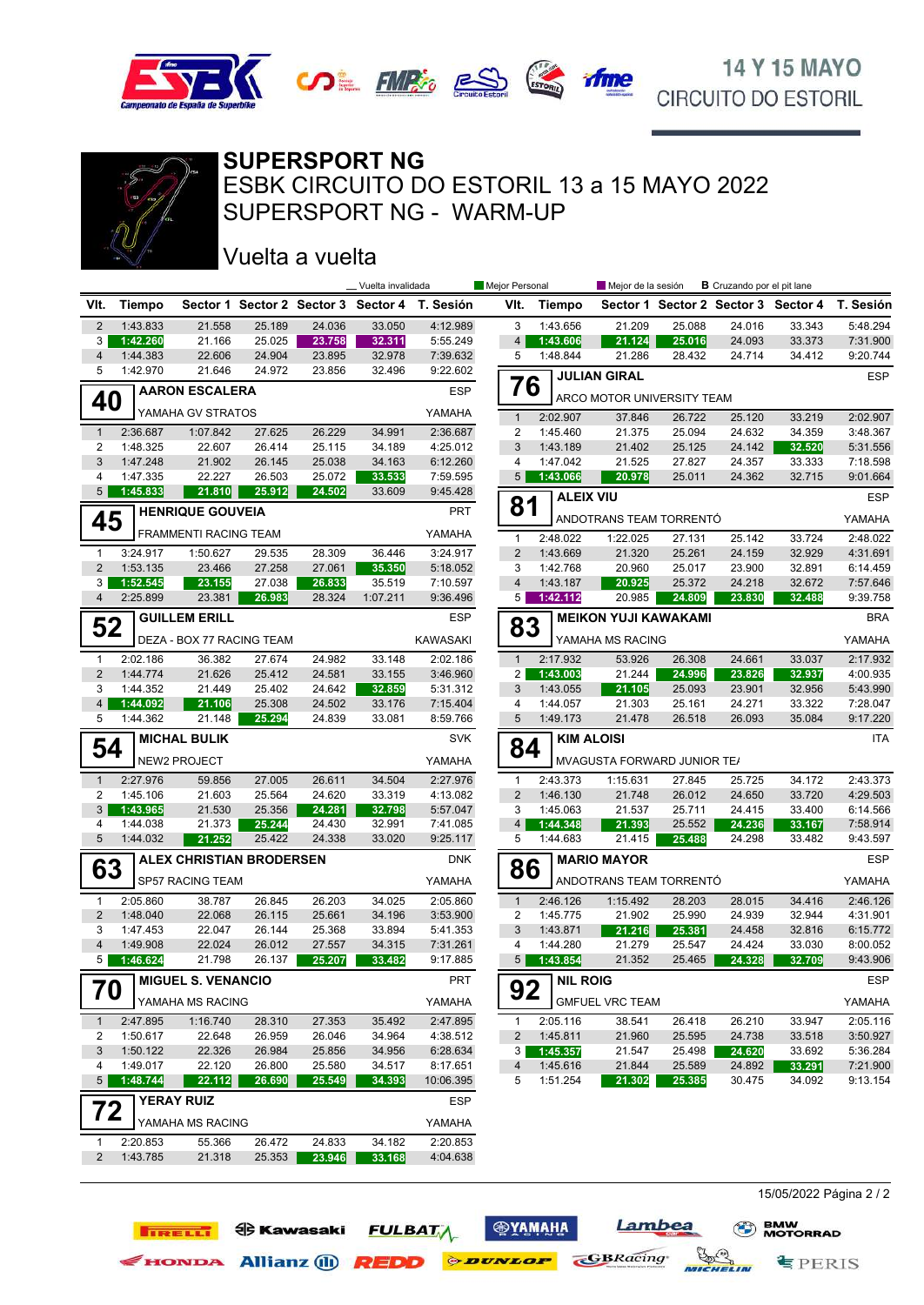14 Y 15 MAYO
CIRCUITO DO ESTORIL

# SUPERSPORT NG

## ESBK CIRCUITO DO ESTORIL 13 a 15 MAYO 2022
## SUPERSPORT NG - WARM-UP

### Vuelta a vuelta

_ Vuelta invalidada | Mejor Personal | Mejor de la sesión | B Cruzando por el pit lane

| Vlt. | Tiempo | Sector 1 | Sector 2 | Sector 3 | Sector 4 | T. Sesión |
|---|---|---|---|---|---|---|
| 2 | 1:43.833 | 21.558 | 25.189 | 24.036 | 33.050 | 4:12.989 |
| 3 | 1:42.260 | 21.166 | 25.025 | 23.758 | 32.311 | 5:55.249 |
| 4 | 1:44.383 | 22.606 | 24.904 | 23.895 | 32.978 | 7:39.632 |
| 5 | 1:42.970 | 21.646 | 24.972 | 23.856 | 32.496 | 9:22.602 |

**40 AARON ESCALERA** — ESP — YAMAHA GV STRATOS — YAMAHA

| Vlt. | Tiempo | Sector 1 | Sector 2 | Sector 3 | Sector 4 | T. Sesión |
|---|---|---|---|---|---|---|
| 1 | 2:36.687 | 1:07.842 | 27.625 | 26.229 | 34.991 | 2:36.687 |
| 2 | 1:48.325 | 22.607 | 26.414 | 25.115 | 34.189 | 4:25.012 |
| 3 | 1:47.248 | 21.902 | 26.145 | 25.038 | 34.163 | 6:12.260 |
| 4 | 1:47.335 | 22.227 | 26.503 | 25.072 | 33.533 | 7:59.595 |
| 5 | 1:45.833 | 21.810 | 25.912 | 24.502 | 33.609 | 9:45.428 |

**45 HENRIQUE GOUVEIA** — PRT — FRAMMENTI RACING TEAM — YAMAHA

| Vlt. | Tiempo | Sector 1 | Sector 2 | Sector 3 | Sector 4 | T. Sesión |
|---|---|---|---|---|---|---|
| 1 | 3:24.917 | 1:50.627 | 29.535 | 28.309 | 36.446 | 3:24.917 |
| 2 | 1:53.135 | 23.466 | 27.258 | 27.061 | 35.350 | 5:18.052 |
| 3 | 1:52.545 | 23.155 | 27.038 | 26.833 | 35.519 | 7:10.597 |
| 4 | 2:25.899 | 23.381 | 26.983 | 28.324 | 1:07.211 | 9:36.496 |

**52 GUILLEM ERILL** — ESP — DEZA - BOX 77 RACING TEAM — KAWASAKI

| Vlt. | Tiempo | Sector 1 | Sector 2 | Sector 3 | Sector 4 | T. Sesión |
|---|---|---|---|---|---|---|
| 1 | 2:02.186 | 36.382 | 27.674 | 24.982 | 33.148 | 2:02.186 |
| 2 | 1:44.774 | 21.626 | 25.412 | 24.581 | 33.155 | 3:46.960 |
| 3 | 1:44.352 | 21.449 | 25.402 | 24.642 | 32.859 | 5:31.312 |
| 4 | 1:44.092 | 21.106 | 25.308 | 24.502 | 33.176 | 7:15.404 |
| 5 | 1:44.362 | 21.148 | 25.294 | 24.839 | 33.081 | 8:59.766 |

**54 MICHAL BULIK** — SVK — NEW2 PROJECT — YAMAHA

| Vlt. | Tiempo | Sector 1 | Sector 2 | Sector 3 | Sector 4 | T. Sesión |
|---|---|---|---|---|---|---|
| 1 | 2:27.976 | 59.856 | 27.005 | 26.611 | 34.504 | 2:27.976 |
| 2 | 1:45.106 | 21.603 | 25.564 | 24.620 | 33.319 | 4:13.082 |
| 3 | 1:43.965 | 21.530 | 25.356 | 24.281 | 32.798 | 5:57.047 |
| 4 | 1:44.038 | 21.373 | 25.244 | 24.430 | 32.991 | 7:41.085 |
| 5 | 1:44.032 | 21.252 | 25.422 | 24.338 | 33.020 | 9:25.117 |

**63 ALEX CHRISTIAN BRODERSEN** — DNK — SP57 RACING TEAM — YAMAHA

| Vlt. | Tiempo | Sector 1 | Sector 2 | Sector 3 | Sector 4 | T. Sesión |
|---|---|---|---|---|---|---|
| 1 | 2:05.860 | 38.787 | 26.845 | 26.203 | 34.025 | 2:05.860 |
| 2 | 1:48.040 | 22.068 | 26.115 | 25.661 | 34.196 | 3:53.900 |
| 3 | 1:47.453 | 22.047 | 26.144 | 25.368 | 33.894 | 5:41.353 |
| 4 | 1:49.908 | 22.024 | 26.012 | 27.557 | 34.315 | 7:31.261 |
| 5 | 1:46.624 | 21.798 | 26.137 | 25.207 | 33.482 | 9:17.885 |

**70 MIGUEL S. VENANCIO** — PRT — YAMAHA MS RACING — YAMAHA

| Vlt. | Tiempo | Sector 1 | Sector 2 | Sector 3 | Sector 4 | T. Sesión |
|---|---|---|---|---|---|---|
| 1 | 2:47.895 | 1:16.740 | 28.310 | 27.353 | 35.492 | 2:47.895 |
| 2 | 1:50.617 | 22.648 | 26.959 | 26.046 | 34.964 | 4:38.512 |
| 3 | 1:50.122 | 22.326 | 26.984 | 25.856 | 34.956 | 6:28.634 |
| 4 | 1:49.017 | 22.120 | 26.800 | 25.580 | 34.517 | 8:17.651 |
| 5 | 1:48.744 | 22.112 | 26.690 | 25.549 | 34.393 | 10:06.395 |

**72 YERAY RUIZ** — ESP — YAMAHA MS RACING — YAMAHA

| Vlt. | Tiempo | Sector 1 | Sector 2 | Sector 3 | Sector 4 | T. Sesión |
|---|---|---|---|---|---|---|
| 1 | 2:20.853 | 55.366 | 26.472 | 24.833 | 34.182 | 2:20.853 |
| 2 | 1:43.785 | 21.318 | 25.353 | 23.946 | 33.168 | 4:04.638 |
| 3 | 1:43.656 | 21.209 | 25.088 | 24.016 | 33.343 | 5:48.294 |
| 4 | 1:43.606 | 21.124 | 25.016 | 24.093 | 33.373 | 7:31.900 |
| 5 | 1:48.844 | 21.286 | 28.432 | 24.714 | 34.412 | 9:20.744 |

**76 JULIAN GIRAL** — ESP — ARCO MOTOR UNIVERSITY TEAM

| Vlt. | Tiempo | Sector 1 | Sector 2 | Sector 3 | Sector 4 | T. Sesión |
|---|---|---|---|---|---|---|
| 1 | 2:02.907 | 37.846 | 26.722 | 25.120 | 33.219 | 2:02.907 |
| 2 | 1:45.460 | 21.375 | 25.094 | 24.632 | 34.359 | 3:48.367 |
| 3 | 1:43.189 | 21.402 | 25.125 | 24.142 | 32.520 | 5:31.556 |
| 4 | 1:47.042 | 21.525 | 27.827 | 24.357 | 33.333 | 7:18.598 |
| 5 | 1:43.066 | 20.978 | 25.011 | 24.362 | 32.715 | 9:01.664 |

**81 ALEIX VIU** — ESP — ANDOTRANS TEAM TORRENTÓ — YAMAHA

| Vlt. | Tiempo | Sector 1 | Sector 2 | Sector 3 | Sector 4 | T. Sesión |
|---|---|---|---|---|---|---|
| 1 | 2:48.022 | 1:22.025 | 27.131 | 25.142 | 33.724 | 2:48.022 |
| 2 | 1:43.669 | 21.320 | 25.261 | 24.159 | 32.929 | 4:31.691 |
| 3 | 1:42.768 | 20.960 | 25.017 | 23.900 | 32.891 | 6:14.459 |
| 4 | 1:43.187 | 20.925 | 25.372 | 24.218 | 32.672 | 7:57.646 |
| 5 | 1:42.112 | 20.985 | 24.809 | 23.830 | 32.488 | 9:39.758 |

**83 MEIKON YUJI KAWAKAMI** — BRA — YAMAHA MS RACING — YAMAHA

| Vlt. | Tiempo | Sector 1 | Sector 2 | Sector 3 | Sector 4 | T. Sesión |
|---|---|---|---|---|---|---|
| 1 | 2:17.932 | 53.926 | 26.308 | 24.661 | 33.037 | 2:17.932 |
| 2 | 1:43.003 | 21.244 | 24.996 | 23.826 | 32.937 | 4:00.935 |
| 3 | 1:43.055 | 21.105 | 25.093 | 23.901 | 32.956 | 5:43.990 |
| 4 | 1:44.057 | 21.303 | 25.161 | 24.271 | 33.322 | 7:28.047 |
| 5 | 1:49.173 | 21.478 | 26.518 | 26.093 | 35.084 | 9:17.220 |

**84 KIM ALOISI** — ITA — MVAGUSTA FORWARD JUNIOR TE/

| Vlt. | Tiempo | Sector 1 | Sector 2 | Sector 3 | Sector 4 | T. Sesión |
|---|---|---|---|---|---|---|
| 1 | 2:43.373 | 1:15.631 | 27.845 | 25.725 | 34.172 | 2:43.373 |
| 2 | 1:46.130 | 21.748 | 26.012 | 24.650 | 33.720 | 4:29.503 |
| 3 | 1:45.063 | 21.537 | 25.711 | 24.415 | 33.400 | 6:14.566 |
| 4 | 1:44.348 | 21.393 | 25.552 | 24.236 | 33.167 | 7:58.914 |
| 5 | 1:44.683 | 21.415 | 25.488 | 24.298 | 33.482 | 9:43.597 |

**86 MARIO MAYOR** — ESP — ANDOTRANS TEAM TORRENTÓ — YAMAHA

| Vlt. | Tiempo | Sector 1 | Sector 2 | Sector 3 | Sector 4 | T. Sesión |
|---|---|---|---|---|---|---|
| 1 | 2:46.126 | 1:15.492 | 28.203 | 28.015 | 34.416 | 2:46.126 |
| 2 | 1:45.775 | 21.902 | 25.990 | 24.939 | 32.944 | 4:31.901 |
| 3 | 1:43.871 | 21.216 | 25.381 | 24.458 | 32.816 | 6:15.772 |
| 4 | 1:44.280 | 21.279 | 25.547 | 24.424 | 33.030 | 8:00.052 |
| 5 | 1:43.854 | 21.352 | 25.465 | 24.328 | 32.709 | 9:43.906 |

**92 NIL ROIG** — ESP — GMFUEL VRC TEAM — YAMAHA

| Vlt. | Tiempo | Sector 1 | Sector 2 | Sector 3 | Sector 4 | T. Sesión |
|---|---|---|---|---|---|---|
| 1 | 2:05.116 | 38.541 | 26.418 | 26.210 | 33.947 | 2:05.116 |
| 2 | 1:45.811 | 21.960 | 25.595 | 24.738 | 33.518 | 3:50.927 |
| 3 | 1:45.357 | 21.547 | 25.498 | 24.620 | 33.692 | 5:36.284 |
| 4 | 1:45.616 | 21.844 | 25.589 | 24.892 | 33.291 | 7:21.900 |
| 5 | 1:51.254 | 21.302 | 25.385 | 30.475 | 34.092 | 9:13.154 |

15/05/2022 Página 2 / 2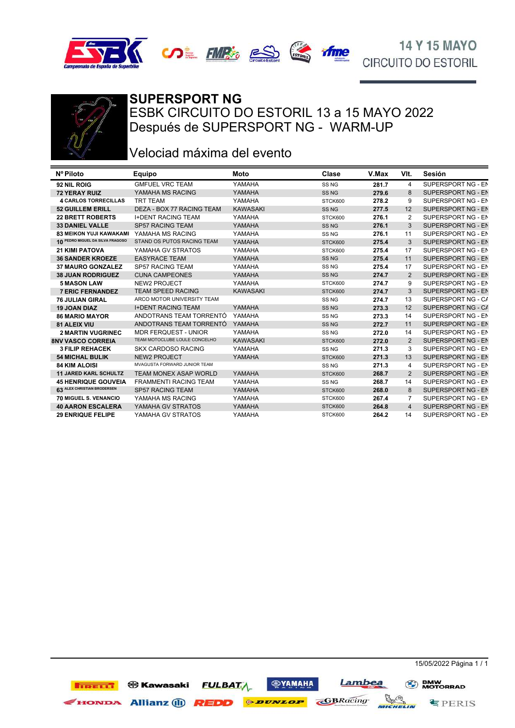## SUPERSPORT NG

ESBK CIRCUITO DO ESTORIL 13 a 15 MAYO 2022

Después de SUPERSPORT NG - WARM-UP

Velociad máxima del evento

| Nº Piloto | Equipo | Moto | Clase | V.Max | Vlt. | Sesión |
|---|---|---|---|---|---|---|
| 92 NIL ROIG | GMFUEL VRC TEAM | YAMAHA | SS NG | 281.7 | 4 | SUPERSPORT NG - EN |
| 72 YERAY RUIZ | YAMAHA MS RACING | YAMAHA | SS NG | 279.6 | 8 | SUPERSPORT NG - EN |
| 4 CARLOS TORRECILLAS | TRT TEAM | YAMAHA | STCK600 | 278.2 | 9 | SUPERSPORT NG - EN |
| 52 GUILLEM ERILL | DEZA - BOX 77 RACING TEAM | KAWASAKI | SS NG | 277.5 | 12 | SUPERSPORT NG - EN |
| 22 BRETT ROBERTS | I+DENT RACING TEAM | YAMAHA | STCK600 | 276.1 | 2 | SUPERSPORT NG - EN |
| 33 DANIEL VALLE | SP57 RACING TEAM | YAMAHA | SS NG | 276.1 | 3 | SUPERSPORT NG - EN |
| 83 MEIKON YUJI KAWAKAMI | YAMAHA MS RACING | YAMAHA | SS NG | 276.1 | 11 | SUPERSPORT NG - EN |
| 10 PEDRO MIGUEL DA SILVA FRAGOSO | STAND OS PUTOS RACING TEAM | YAMAHA | STCK600 | 275.4 | 3 | SUPERSPORT NG - EN |
| 21 KIMI PATOVA | YAMAHA GV STRATOS | YAMAHA | STCK600 | 275.4 | 17 | SUPERSPORT NG - EN |
| 36 SANDER KROEZE | EASYRACE TEAM | YAMAHA | SS NG | 275.4 | 11 | SUPERSPORT NG - EN |
| 37 MAURO GONZALEZ | SP57 RACING TEAM | YAMAHA | SS NG | 275.4 | 17 | SUPERSPORT NG - EN |
| 38 JUAN RODRIGUEZ | CUNA CAMPEONES | YAMAHA | SS NG | 274.7 | 2 | SUPERSPORT NG - EN |
| 5 MASON LAW | NEW2 PROJECT | YAMAHA | STCK600 | 274.7 | 9 | SUPERSPORT NG - EN |
| 7 ERIC FERNANDEZ | TEAM SPEED RACING | KAWASAKI | STCK600 | 274.7 | 3 | SUPERSPORT NG - EN |
| 76 JULIAN GIRAL | ARCO MOTOR UNIVERSITY TEAM | | SS NG | 274.7 | 13 | SUPERSPORT NG - CA |
| 19 JOAN DIAZ | I+DENT RACING TEAM | YAMAHA | SS NG | 273.3 | 12 | SUPERSPORT NG - CA |
| 86 MARIO MAYOR | ANDOTRANS TEAM TORRENTÓ | YAMAHA | SS NG | 273.3 | 14 | SUPERSPORT NG - EN |
| 81 ALEIX VIU | ANDOTRANS TEAM TORRENTÓ | YAMAHA | SS NG | 272.7 | 11 | SUPERSPORT NG - EN |
| 2 MARTIN VUGRINEC | MDR FERQUEST - UNIOR | YAMAHA | SS NG | 272.0 | 14 | SUPERSPORT NG - EN |
| 8NV VASCO CORREIA | TEAM MOTOCLUBE LOULE CONCELHO | KAWASAKI | STCK600 | 272.0 | 2 | SUPERSPORT NG - EN |
| 3 FILIP REHACEK | SKX CARDOSO RACING | YAMAHA | SS NG | 271.3 | 3 | SUPERSPORT NG - EN |
| 54 MICHAL BULIK | NEW2 PROJECT | YAMAHA | STCK600 | 271.3 | 13 | SUPERSPORT NG - EN |
| 84 KIM ALOISI | MVAGUSTA FORWARD JUNIOR TEAM | | SS NG | 271.3 | 4 | SUPERSPORT NG - EN |
| 11 JARED KARL SCHULTZ | TEAM MONEX ASAP WORLD | YAMAHA | STCK600 | 268.7 | 2 | SUPERSPORT NG - EN |
| 45 HENRIQUE GOUVEIA | FRAMMENTI RACING TEAM | YAMAHA | SS NG | 268.7 | 14 | SUPERSPORT NG - EN |
| 63 ALEX CHRISTIAN BRODERSEN | SP57 RACING TEAM | YAMAHA | STCK600 | 268.0 | 8 | SUPERSPORT NG - EN |
| 70 MIGUEL S. VENANCIO | YAMAHA MS RACING | YAMAHA | STCK600 | 267.4 | 7 | SUPERSPORT NG - EN |
| 40 AARON ESCALERA | YAMAHA GV STRATOS | YAMAHA | STCK600 | 264.8 | 4 | SUPERSPORT NG - EN |
| 29 ENRIQUE FELIPE | YAMAHA GV STRATOS | YAMAHA | STCK600 | 264.2 | 14 | SUPERSPORT NG - EN |

15/05/2022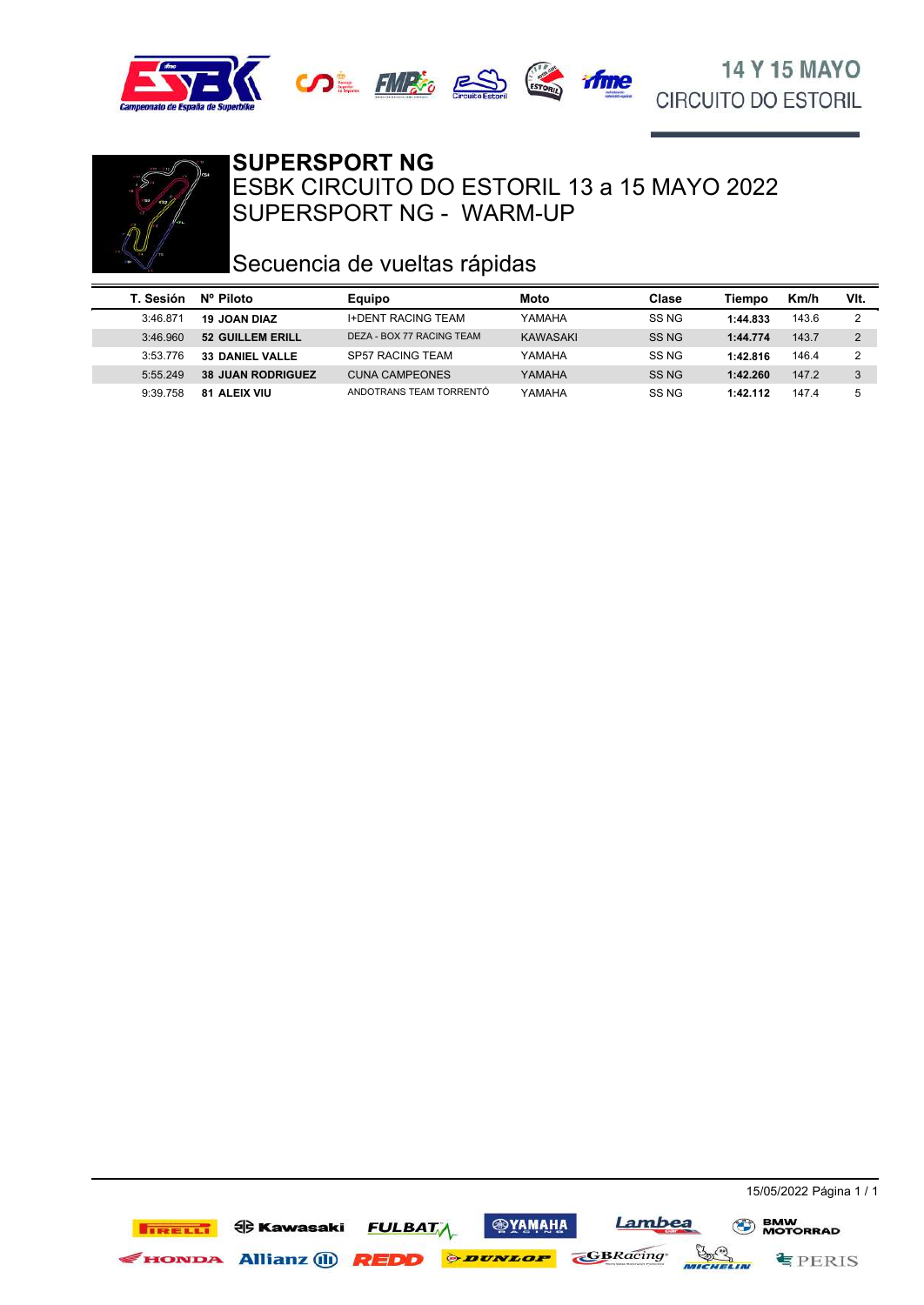# SUPERSPORT NG

## ESBK CIRCUITO DO ESTORIL 13 a 15 MAYO 2022

## SUPERSPORT NG - WARM-UP

## Secuencia de vueltas rápidas

| T. Sesión | Nº Piloto | Equipo | Moto | Clase | Tiempo | Km/h | Vlt. |
|---|---|---|---|---|---|---|---|
| 3:46.871 | **19 JOAN DIAZ** | I+DENT RACING TEAM | YAMAHA | SS NG | **1:44.833** | 143.6 | 2 |
| 3:46.960 | **52 GUILLEM ERILL** | DEZA - BOX 77 RACING TEAM | KAWASAKI | SS NG | **1:44.774** | 143.7 | 2 |
| 3:53.776 | **33 DANIEL VALLE** | SP57 RACING TEAM | YAMAHA | SS NG | **1:42.816** | 146.4 | 2 |
| 5:55.249 | **38 JUAN RODRIGUEZ** | CUNA CAMPEONES | YAMAHA | SS NG | **1:42.260** | 147.2 | 3 |
| 9:39.758 | **81 ALEIX VIU** | ANDOTRANS TEAM TORRENTÓ | YAMAHA | SS NG | **1:42.112** | 147.4 | 5 |

15/05/2022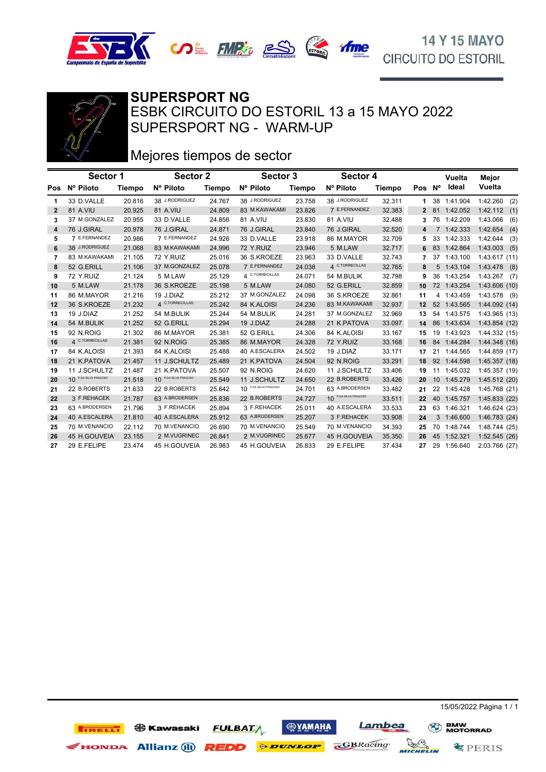14 Y 15 MAYO
CIRCUITO DO ESTORIL

# SUPERSPORT NG

## ESBK CIRCUITO DO ESTORIL 13 a 15 MAYO 2022

## SUPERSPORT NG - WARM-UP

## Mejores tiempos de sector

| Pos | Sector 1 Nº Piloto | Tiempo | Sector 2 Nº Piloto | Tiempo | Sector 3 Nº Piloto | Tiempo | Sector 4 Nº Piloto | Tiempo | Pos | Nº | Vuelta Ideal | Mejor Vuelta |
|---|---|---|---|---|---|---|---|---|---|---|---|---|
| 1 | 33 D.VALLE | 20.816 | 38 J.RODRIGUEZ | 24.767 | 38 J.RODRIGUEZ | 23.758 | 38 J.RODRIGUEZ | 32.311 | 1 | 38 | 1:41.904 | 1:42.260 (2) |
| 2 | 81 A.VIU | 20.925 | 81 A.VIU | 24.809 | 83 M.KAWAKAMI | 23.826 | 7 E.FERNANDEZ | 32.383 | 2 | 81 | 1:42.052 | 1:42.112 (1) |
| 3 | 37 M.GONZALEZ | 20.955 | 33 D.VALLE | 24.856 | 81 A.VIU | 23.830 | 81 A.VIU | 32.488 | 3 | 76 | 1:42.209 | 1:43.066 (6) |
| 4 | 76 J.GIRAL | 20.978 | 76 J.GIRAL | 24.871 | 76 J.GIRAL | 23.840 | 76 J.GIRAL | 32.520 | 4 | 7 | 1:42.333 | 1:42.654 (4) |
| 5 | 7 E.FERNANDEZ | 20.986 | 7 E.FERNANDEZ | 24.926 | 33 D.VALLE | 23.918 | 86 M.MAYOR | 32.709 | 5 | 33 | 1:42.333 | 1:42.644 (3) |
| 6 | 38 J.RODRIGUEZ | 21.068 | 83 M.KAWAKAMI | 24.996 | 72 Y.RUIZ | 23.946 | 5 M.LAW | 32.717 | 6 | 83 | 1:42.864 | 1:43.003 (5) |
| 7 | 83 M.KAWAKAMI | 21.105 | 72 Y.RUIZ | 25.016 | 36 S.KROEZE | 23.963 | 33 D.VALLE | 32.743 | 7 | 37 | 1:43.100 | 1:43.617 (11) |
| 8 | 52 G.ERILL | 21.106 | 37 M.GONZALEZ | 25.078 | 7 E.FERNANDEZ | 24.038 | 4 C.TORRECILLAS | 32.765 | 8 | 5 | 1:43.104 | 1:43.478 (8) |
| 9 | 72 Y.RUIZ | 21.124 | 5 M.LAW | 25.129 | 4 C.TORRECILLAS | 24.071 | 54 M.BULIK | 32.798 | 9 | 36 | 1:43.254 | 1:43.267 (7) |
| 10 | 5 M.LAW | 21.178 | 36 S.KROEZE | 25.198 | 5 M.LAW | 24.080 | 52 G.ERILL | 32.859 | 10 | 72 | 1:43.254 | 1:43.606 (10) |
| 11 | 86 M.MAYOR | 21.216 | 19 J.DIAZ | 25.212 | 37 M.GONZALEZ | 24.098 | 36 S.KROEZE | 32.861 | 11 | 4 | 1:43.459 | 1:43.578 (9) |
| 12 | 36 S.KROEZE | 21.232 | 4 C.TORRECILLAS | 25.242 | 84 K.ALOISI | 24.236 | 83 M.KAWAKAMI | 32.937 | 12 | 52 | 1:43.565 | 1:44.092 (14) |
| 13 | 19 J.DIAZ | 21.252 | 54 M.BULIK | 25.244 | 54 M.BULIK | 24.281 | 37 M.GONZALEZ | 32.969 | 13 | 54 | 1:43.575 | 1:43.965 (13) |
| 14 | 54 M.BULIK | 21.252 | 52 G.ERILL | 25.294 | 19 J.DIAZ | 24.288 | 21 K.PATOVA | 33.097 | 14 | 86 | 1:43.634 | 1:43.854 (12) |
| 15 | 92 N.ROIG | 21.302 | 86 M.MAYOR | 25.381 | 52 G.ERILL | 24.306 | 84 K.ALOISI | 33.167 | 15 | 19 | 1:43.923 | 1:44.332 (15) |
| 16 | 4 C.TORRECILLAS | 21.381 | 92 N.ROIG | 25.385 | 86 M.MAYOR | 24.328 | 72 Y.RUIZ | 33.168 | 16 | 84 | 1:44.284 | 1:44.348 (16) |
| 17 | 84 K.ALOISI | 21.393 | 84 K.ALOISI | 25.488 | 40 A.ESCALERA | 24.502 | 19 J.DIAZ | 33.171 | 17 | 21 | 1:44.565 | 1:44.859 (17) |
| 18 | 21 K.PATOVA | 21.457 | 11 J.SCHULTZ | 25.489 | 21 K.PATOVA | 24.504 | 92 N.ROIG | 33.291 | 18 | 92 | 1:44.598 | 1:45.357 (18) |
| 19 | 11 J.SCHULTZ | 21.487 | 21 K.PATOVA | 25.507 | 92 N.ROIG | 24.620 | 11 J.SCHULTZ | 33.406 | 19 | 11 | 1:45.032 | 1:45.357 (19) |
| 20 | 10 P.DA SILVA FRAGOSO | 21.518 | 10 P.DA SILVA FRAGOSO | 25.549 | 11 J.SCHULTZ | 24.650 | 22 B.ROBERTS | 33.426 | 20 | 10 | 1:45.279 | 1:45.512 (20) |
| 21 | 22 B.ROBERTS | 21.633 | 22 B.ROBERTS | 25.642 | 10 P.DA SILVA FRAGOSO | 24.701 | 63 A.BRODERSEN | 33.482 | 21 | 22 | 1:45.428 | 1:45.768 (21) |
| 22 | 3 F.REHACEK | 21.787 | 63 A.BRODERSEN | 25.836 | 22 B.ROBERTS | 24.727 | 10 P.DA SILVA FRAGOSO | 33.511 | 22 | 40 | 1:45.757 | 1:45.833 (22) |
| 23 | 63 A.BRODERSEN | 21.796 | 3 F.REHACEK | 25.894 | 3 F.REHACEK | 25.011 | 40 A.ESCALERA | 33.533 | 23 | 63 | 1:46.321 | 1:46.624 (23) |
| 24 | 40 A.ESCALERA | 21.810 | 40 A.ESCALERA | 25.912 | 63 A.BRODERSEN | 25.207 | 3 F.REHACEK | 33.908 | 24 | 3 | 1:46.600 | 1:46.783 (24) |
| 25 | 70 M.VENANCIO | 22.112 | 70 M.VENANCIO | 26.690 | 70 M.VENANCIO | 25.549 | 70 M.VENANCIO | 34.393 | 25 | 70 | 1:48.744 | 1:48.744 (25) |
| 26 | 45 H.GOUVEIA | 23.155 | 2 M.VUGRINEC | 26.841 | 2 M.VUGRINEC | 25.677 | 45 H.GOUVEIA | 35.350 | 26 | 45 | 1:52.321 | 1:52.545 (26) |
| 27 | 29 E.FELIPE | 23.474 | 45 H.GOUVEIA | 26.983 | 45 H.GOUVEIA | 26.833 | 29 E.FELIPE | 37.434 | 27 | 29 | 1:56.640 | 2:03.766 (27) |

15/05/2022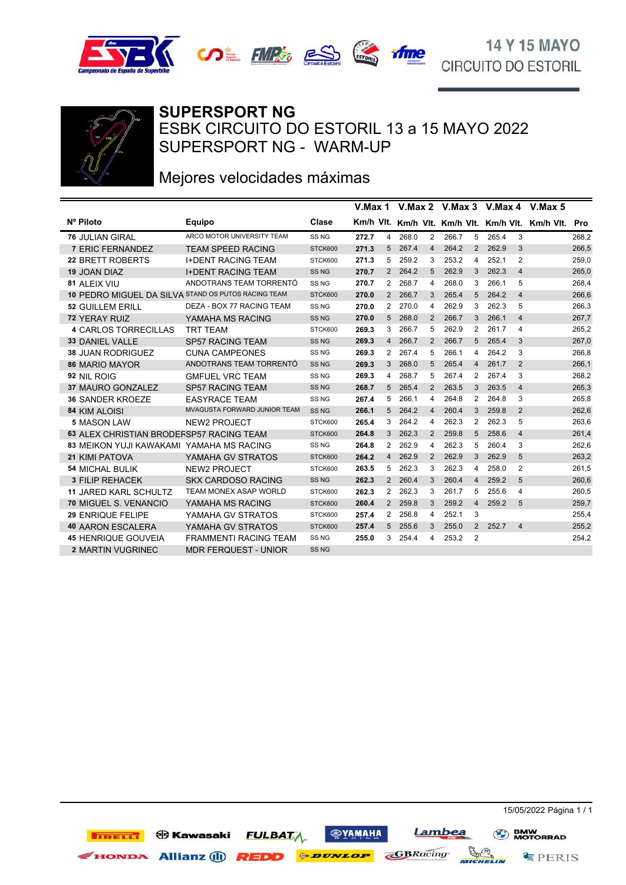14 Y 15 MAYO
CIRCUITO DO ESTORIL

# SUPERSPORT NG

ESBK CIRCUITO DO ESTORIL 13 a 15 MAYO 2022

SUPERSPORT NG - WARM-UP

## Mejores velocidades máximas

| Nº Piloto | Equipo | Clase | V.Max 1 Km/h | Vlt. | V.Max 2 Km/h | Vlt. | V.Max 3 Km/h | Vlt. | V.Max 4 Km/h | Vlt. | V.Max 5 Km/h | Vlt. | Pro |
|---|---|---|---|---|---|---|---|---|---|---|---|---|---|
| 76 JULIAN GIRAL | ARCO MOTOR UNIVERSITY TEAM | SS NG | 272.7 | 4 | 268.0 | 2 | 266.7 | 5 | 265.4 | 3 | | | 268,2 |
| 7 ERIC FERNANDEZ | TEAM SPEED RACING | STCK600 | 271.3 | 5 | 267.4 | 4 | 264.2 | 2 | 262.9 | 3 | | | 266,5 |
| 22 BRETT ROBERTS | I+DENT RACING TEAM | STCK600 | 271.3 | 5 | 259.2 | 3 | 253.2 | 4 | 252.1 | 2 | | | 259,0 |
| 19 JOAN DIAZ | I+DENT RACING TEAM | SS NG | 270.7 | 2 | 264.2 | 5 | 262.9 | 3 | 262.3 | 4 | | | 265,0 |
| 81 ALEIX VIU | ANDOTRANS TEAM TORRENTÓ | SS NG | 270.7 | 2 | 268.7 | 4 | 268.0 | 3 | 266.1 | 5 | | | 268,4 |
| 10 PEDRO MIGUEL DA SILVA | STAND OS PUTOS RACING TEAM | STCK600 | 270.0 | 2 | 266.7 | 3 | 265.4 | 5 | 264.2 | 4 | | | 266,6 |
| 52 GUILLEM ERILL | DEZA - BOX 77 RACING TEAM | SS NG | 270.0 | 2 | 270.0 | 4 | 262.9 | 3 | 262.3 | 5 | | | 266,3 |
| 72 YERAY RUIZ | YAMAHA MS RACING | SS NG | 270.0 | 5 | 268.0 | 2 | 266.7 | 3 | 266.1 | 4 | | | 267,7 |
| 4 CARLOS TORRECILLAS | TRT TEAM | STCK600 | 269.3 | 3 | 266.7 | 5 | 262.9 | 2 | 261.7 | 4 | | | 265,2 |
| 33 DANIEL VALLE | SP57 RACING TEAM | SS NG | 269.3 | 4 | 266.7 | 2 | 266.7 | 5 | 265.4 | 3 | | | 267,0 |
| 38 JUAN RODRIGUEZ | CUNA CAMPEONES | SS NG | 269.3 | 2 | 267.4 | 5 | 266.1 | 4 | 264.2 | 3 | | | 266,8 |
| 86 MARIO MAYOR | ANDOTRANS TEAM TORRENTÓ | SS NG | 269.3 | 3 | 268.0 | 5 | 265.4 | 4 | 261.7 | 2 | | | 266,1 |
| 92 NIL ROIG | GMFUEL VRC TEAM | SS NG | 269.3 | 4 | 268.7 | 5 | 267.4 | 2 | 267.4 | 3 | | | 268,2 |
| 37 MAURO GONZALEZ | SP57 RACING TEAM | SS NG | 268.7 | 5 | 265.4 | 2 | 263.5 | 3 | 263.5 | 4 | | | 265,3 |
| 36 SANDER KROEZE | EASYRACE TEAM | SS NG | 267.4 | 5 | 266.1 | 4 | 264.8 | 2 | 264.8 | 3 | | | 265,8 |
| 84 KIM ALOISI | MVAGUSTA FORWARD JUNIOR TEAM | SS NG | 266.1 | 5 | 264.2 | 4 | 260.4 | 3 | 259.8 | 2 | | | 262,6 |
| 5 MASON LAW | NEW2 PROJECT | STCK600 | 265.4 | 3 | 264.2 | 4 | 262.3 | 2 | 262.3 | 5 | | | 263,6 |
| 63 ALEX CHRISTIAN BRODERS | P57 RACING TEAM | STCK600 | 264.8 | 3 | 262.3 | 2 | 259.8 | 5 | 258.6 | 4 | | | 261,4 |
| 83 MEIKON YUJI KAWAKAMI | YAMAHA MS RACING | SS NG | 264.8 | 2 | 262.9 | 4 | 262.3 | 5 | 260.4 | 3 | | | 262,6 |
| 21 KIMI PATOVA | YAMAHA GV STRATOS | STCK600 | 264.2 | 4 | 262.9 | 2 | 262.9 | 3 | 262.9 | 5 | | | 263,2 |
| 54 MICHAL BULIK | NEW2 PROJECT | STCK600 | 263.5 | 5 | 262.3 | 3 | 262.3 | 4 | 258.0 | 2 | | | 261,5 |
| 3 FILIP REHACEK | SKX CARDOSO RACING | SS NG | 262.3 | 2 | 260.4 | 3 | 260.4 | 4 | 259.2 | 5 | | | 260,6 |
| 11 JARED KARL SCHULTZ | TEAM MONEX ASAP WORLD | STCK600 | 262.3 | 2 | 262.3 | 3 | 261.7 | 5 | 255.6 | 4 | | | 260,5 |
| 70 MIGUEL S. VENANCIO | YAMAHA MS RACING | STCK600 | 260.4 | 2 | 259.8 | 3 | 259.2 | 4 | 259.2 | 5 | | | 259,7 |
| 29 ENRIQUE FELIPE | YAMAHA GV STRATOS | STCK600 | 257.4 | 2 | 256.8 | 4 | 252.1 | 3 | | | | | 255,4 |
| 40 AARON ESCALERA | YAMAHA GV STRATOS | STCK600 | 257.4 | 5 | 255.6 | 3 | 255.0 | 2 | 252.7 | 4 | | | 255,2 |
| 45 HENRIQUE GOUVEIA | FRAMMENTI RACING TEAM | SS NG | 255.0 | 3 | 254.4 | 4 | 253.2 | 2 | | | | | 254,2 |
| 2 MARTIN VUGRINEC | MDR FERQUEST - UNIOR | SS NG | | | | | | | | | | | |

15/05/2022